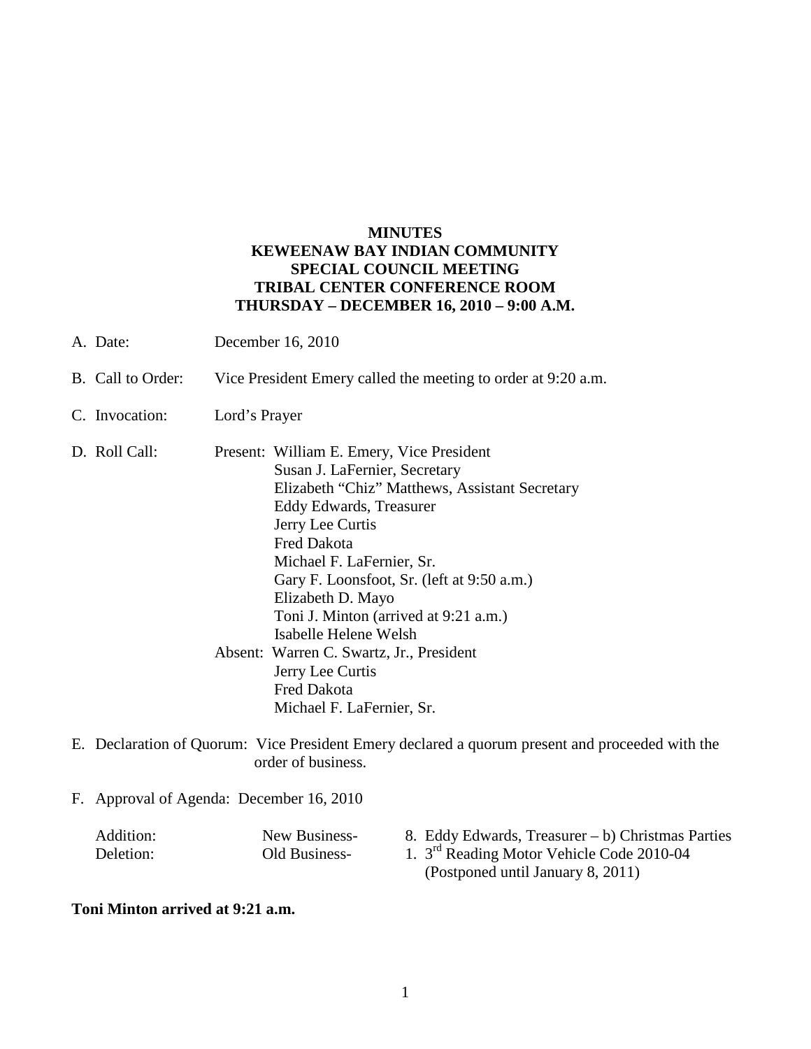**MINUTES**
**KEWEENAW BAY INDIAN COMMUNITY**
**SPECIAL COUNCIL MEETING**
**TRIBAL CENTER CONFERENCE ROOM**
**THURSDAY – DECEMBER 16, 2010 – 9:00 A.M.**

A. Date: December 16, 2010

B. Call to Order: Vice President Emery called the meeting to order at 9:20 a.m.

C. Invocation: Lord's Prayer

D. Roll Call:

Present:
- William E. Emery, Vice President
- Susan J. LaFernier, Secretary
- Elizabeth "Chiz" Matthews, Assistant Secretary
- Eddy Edwards, Treasurer
- Jerry Lee Curtis
- Fred Dakota
- Michael F. LaFernier, Sr.
- Gary F. Loonsfoot, Sr. (left at 9:50 a.m.)
- Elizabeth D. Mayo
- Toni J. Minton (arrived at 9:21 a.m.)
- Isabelle Helene Welsh

Absent:
- Warren C. Swartz, Jr., President
- Jerry Lee Curtis
- Fred Dakota
- Michael F. LaFernier, Sr.

E. Declaration of Quorum: Vice President Emery declared a quorum present and proceeded with the order of business.

F. Approval of Agenda: December 16, 2010

| | | |
|---|---|---|
| Addition: | New Business- | 8. Eddy Edwards, Treasurer – b) Christmas Parties |
| Deletion: | Old Business- | 1. 3rd Reading Motor Vehicle Code 2010-04 (Postponed until January 8, 2011) |

**Toni Minton arrived at 9:21 a.m.**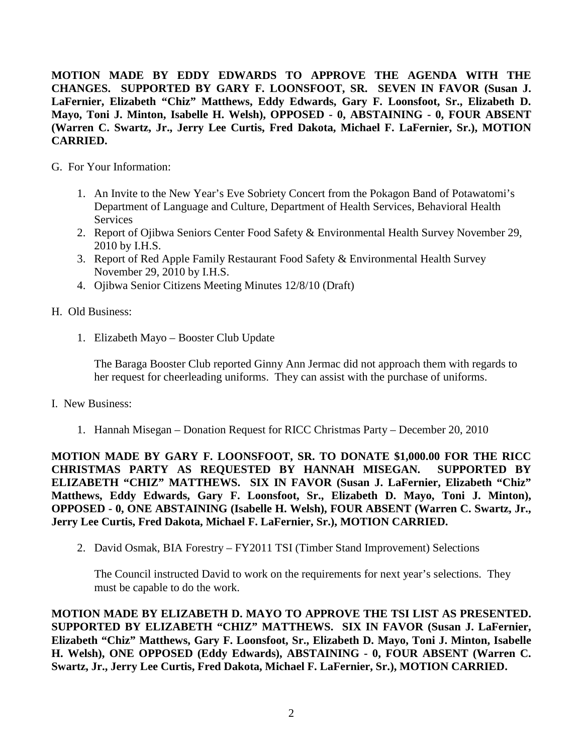**MOTION MADE BY EDDY EDWARDS TO APPROVE THE AGENDA WITH THE CHANGES. SUPPORTED BY GARY F. LOONSFOOT, SR. SEVEN IN FAVOR (Susan J. LaFernier, Elizabeth "Chiz" Matthews, Eddy Edwards, Gary F. Loonsfoot, Sr., Elizabeth D. Mayo, Toni J. Minton, Isabelle H. Welsh), OPPOSED - 0, ABSTAINING - 0, FOUR ABSENT (Warren C. Swartz, Jr., Jerry Lee Curtis, Fred Dakota, Michael F. LaFernier, Sr.), MOTION CARRIED.**

G. For Your Information:

1. An Invite to the New Year's Eve Sobriety Concert from the Pokagon Band of Potawatomi's Department of Language and Culture, Department of Health Services, Behavioral Health Services
2. Report of Ojibwa Seniors Center Food Safety & Environmental Health Survey November 29, 2010 by I.H.S.
3. Report of Red Apple Family Restaurant Food Safety & Environmental Health Survey November 29, 2010 by I.H.S.
4. Ojibwa Senior Citizens Meeting Minutes 12/8/10 (Draft)

H. Old Business:

1. Elizabeth Mayo – Booster Club Update

   The Baraga Booster Club reported Ginny Ann Jermac did not approach them with regards to her request for cheerleading uniforms. They can assist with the purchase of uniforms.

I. New Business:

1. Hannah Misegan – Donation Request for RICC Christmas Party – December 20, 2010

**MOTION MADE BY GARY F. LOONSFOOT, SR. TO DONATE $1,000.00 FOR THE RICC CHRISTMAS PARTY AS REQUESTED BY HANNAH MISEGAN. SUPPORTED BY ELIZABETH "CHIZ" MATTHEWS. SIX IN FAVOR (Susan J. LaFernier, Elizabeth "Chiz" Matthews, Eddy Edwards, Gary F. Loonsfoot, Sr., Elizabeth D. Mayo, Toni J. Minton), OPPOSED - 0, ONE ABSTAINING (Isabelle H. Welsh), FOUR ABSENT (Warren C. Swartz, Jr., Jerry Lee Curtis, Fred Dakota, Michael F. LaFernier, Sr.), MOTION CARRIED.**

2. David Osmak, BIA Forestry – FY2011 TSI (Timber Stand Improvement) Selections

   The Council instructed David to work on the requirements for next year's selections. They must be capable to do the work.

**MOTION MADE BY ELIZABETH D. MAYO TO APPROVE THE TSI LIST AS PRESENTED. SUPPORTED BY ELIZABETH "CHIZ" MATTHEWS. SIX IN FAVOR (Susan J. LaFernier, Elizabeth "Chiz" Matthews, Gary F. Loonsfoot, Sr., Elizabeth D. Mayo, Toni J. Minton, Isabelle H. Welsh), ONE OPPOSED (Eddy Edwards), ABSTAINING - 0, FOUR ABSENT (Warren C. Swartz, Jr., Jerry Lee Curtis, Fred Dakota, Michael F. LaFernier, Sr.), MOTION CARRIED.**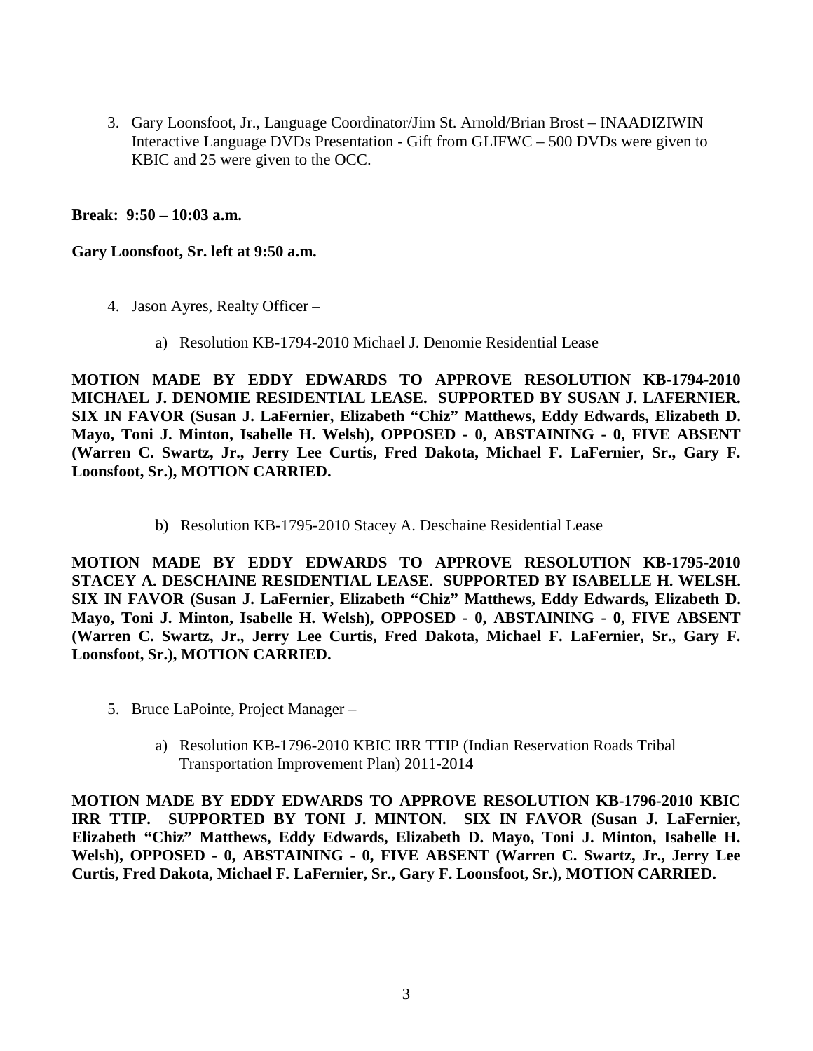3. Gary Loonsfoot, Jr., Language Coordinator/Jim St. Arnold/Brian Brost – INAADIZIWIN Interactive Language DVDs Presentation - Gift from GLIFWC – 500 DVDs were given to KBIC and 25 were given to the OCC.

**Break: 9:50 – 10:03 a.m.**

**Gary Loonsfoot, Sr. left at 9:50 a.m.**

4. Jason Ayres, Realty Officer –

    a) Resolution KB-1794-2010 Michael J. Denomie Residential Lease

**MOTION MADE BY EDDY EDWARDS TO APPROVE RESOLUTION KB-1794-2010 MICHAEL J. DENOMIE RESIDENTIAL LEASE. SUPPORTED BY SUSAN J. LAFERNIER. SIX IN FAVOR (Susan J. LaFernier, Elizabeth "Chiz" Matthews, Eddy Edwards, Elizabeth D. Mayo, Toni J. Minton, Isabelle H. Welsh), OPPOSED - 0, ABSTAINING - 0, FIVE ABSENT (Warren C. Swartz, Jr., Jerry Lee Curtis, Fred Dakota, Michael F. LaFernier, Sr., Gary F. Loonsfoot, Sr.), MOTION CARRIED.**

    b) Resolution KB-1795-2010 Stacey A. Deschaine Residential Lease

**MOTION MADE BY EDDY EDWARDS TO APPROVE RESOLUTION KB-1795-2010 STACEY A. DESCHAINE RESIDENTIAL LEASE. SUPPORTED BY ISABELLE H. WELSH. SIX IN FAVOR (Susan J. LaFernier, Elizabeth "Chiz" Matthews, Eddy Edwards, Elizabeth D. Mayo, Toni J. Minton, Isabelle H. Welsh), OPPOSED - 0, ABSTAINING - 0, FIVE ABSENT (Warren C. Swartz, Jr., Jerry Lee Curtis, Fred Dakota, Michael F. LaFernier, Sr., Gary F. Loonsfoot, Sr.), MOTION CARRIED.**

5. Bruce LaPointe, Project Manager –

    a) Resolution KB-1796-2010 KBIC IRR TTIP (Indian Reservation Roads Tribal Transportation Improvement Plan) 2011-2014

**MOTION MADE BY EDDY EDWARDS TO APPROVE RESOLUTION KB-1796-2010 KBIC IRR TTIP. SUPPORTED BY TONI J. MINTON. SIX IN FAVOR (Susan J. LaFernier, Elizabeth "Chiz" Matthews, Eddy Edwards, Elizabeth D. Mayo, Toni J. Minton, Isabelle H. Welsh), OPPOSED - 0, ABSTAINING - 0, FIVE ABSENT (Warren C. Swartz, Jr., Jerry Lee Curtis, Fred Dakota, Michael F. LaFernier, Sr., Gary F. Loonsfoot, Sr.), MOTION CARRIED.**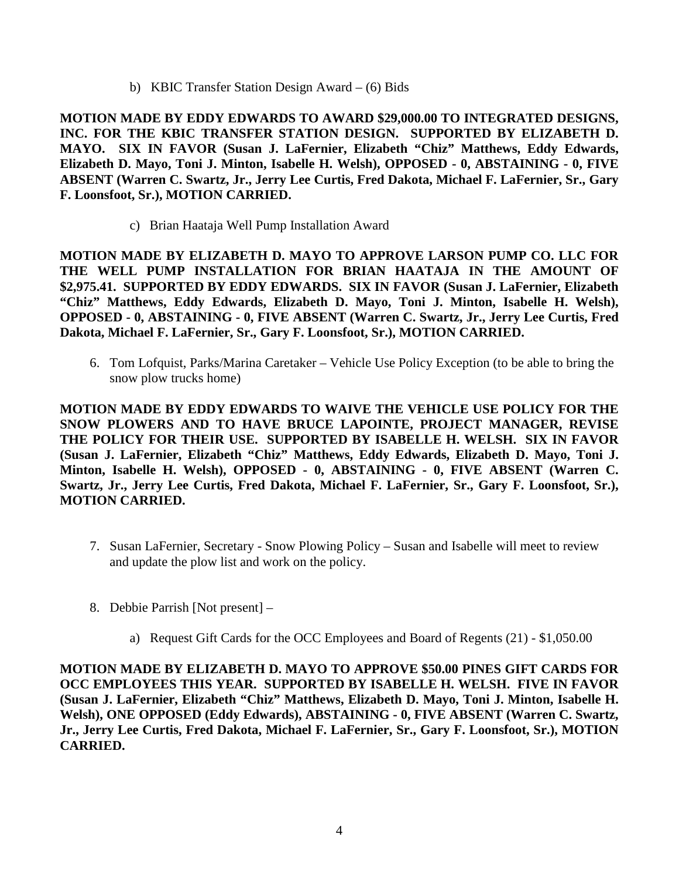b) KBIC Transfer Station Design Award – (6) Bids

**MOTION MADE BY EDDY EDWARDS TO AWARD $29,000.00 TO INTEGRATED DESIGNS, INC. FOR THE KBIC TRANSFER STATION DESIGN. SUPPORTED BY ELIZABETH D. MAYO. SIX IN FAVOR (Susan J. LaFernier, Elizabeth "Chiz" Matthews, Eddy Edwards, Elizabeth D. Mayo, Toni J. Minton, Isabelle H. Welsh), OPPOSED - 0, ABSTAINING - 0, FIVE ABSENT (Warren C. Swartz, Jr., Jerry Lee Curtis, Fred Dakota, Michael F. LaFernier, Sr., Gary F. Loonsfoot, Sr.), MOTION CARRIED.**

c) Brian Haataja Well Pump Installation Award

**MOTION MADE BY ELIZABETH D. MAYO TO APPROVE LARSON PUMP CO. LLC FOR THE WELL PUMP INSTALLATION FOR BRIAN HAATAJA IN THE AMOUNT OF $2,975.41. SUPPORTED BY EDDY EDWARDS. SIX IN FAVOR (Susan J. LaFernier, Elizabeth "Chiz" Matthews, Eddy Edwards, Elizabeth D. Mayo, Toni J. Minton, Isabelle H. Welsh), OPPOSED - 0, ABSTAINING - 0, FIVE ABSENT (Warren C. Swartz, Jr., Jerry Lee Curtis, Fred Dakota, Michael F. LaFernier, Sr., Gary F. Loonsfoot, Sr.), MOTION CARRIED.**

6. Tom Lofquist, Parks/Marina Caretaker – Vehicle Use Policy Exception (to be able to bring the snow plow trucks home)

**MOTION MADE BY EDDY EDWARDS TO WAIVE THE VEHICLE USE POLICY FOR THE SNOW PLOWERS AND TO HAVE BRUCE LAPOINTE, PROJECT MANAGER, REVISE THE POLICY FOR THEIR USE. SUPPORTED BY ISABELLE H. WELSH. SIX IN FAVOR (Susan J. LaFernier, Elizabeth "Chiz" Matthews, Eddy Edwards, Elizabeth D. Mayo, Toni J. Minton, Isabelle H. Welsh), OPPOSED - 0, ABSTAINING - 0, FIVE ABSENT (Warren C. Swartz, Jr., Jerry Lee Curtis, Fred Dakota, Michael F. LaFernier, Sr., Gary F. Loonsfoot, Sr.), MOTION CARRIED.**

7. Susan LaFernier, Secretary - Snow Plowing Policy – Susan and Isabelle will meet to review and update the plow list and work on the policy.

8. Debbie Parrish [Not present] –

   a) Request Gift Cards for the OCC Employees and Board of Regents (21) - $1,050.00

**MOTION MADE BY ELIZABETH D. MAYO TO APPROVE $50.00 PINES GIFT CARDS FOR OCC EMPLOYEES THIS YEAR. SUPPORTED BY ISABELLE H. WELSH. FIVE IN FAVOR (Susan J. LaFernier, Elizabeth "Chiz" Matthews, Elizabeth D. Mayo, Toni J. Minton, Isabelle H. Welsh), ONE OPPOSED (Eddy Edwards), ABSTAINING - 0, FIVE ABSENT (Warren C. Swartz, Jr., Jerry Lee Curtis, Fred Dakota, Michael F. LaFernier, Sr., Gary F. Loonsfoot, Sr.), MOTION CARRIED.**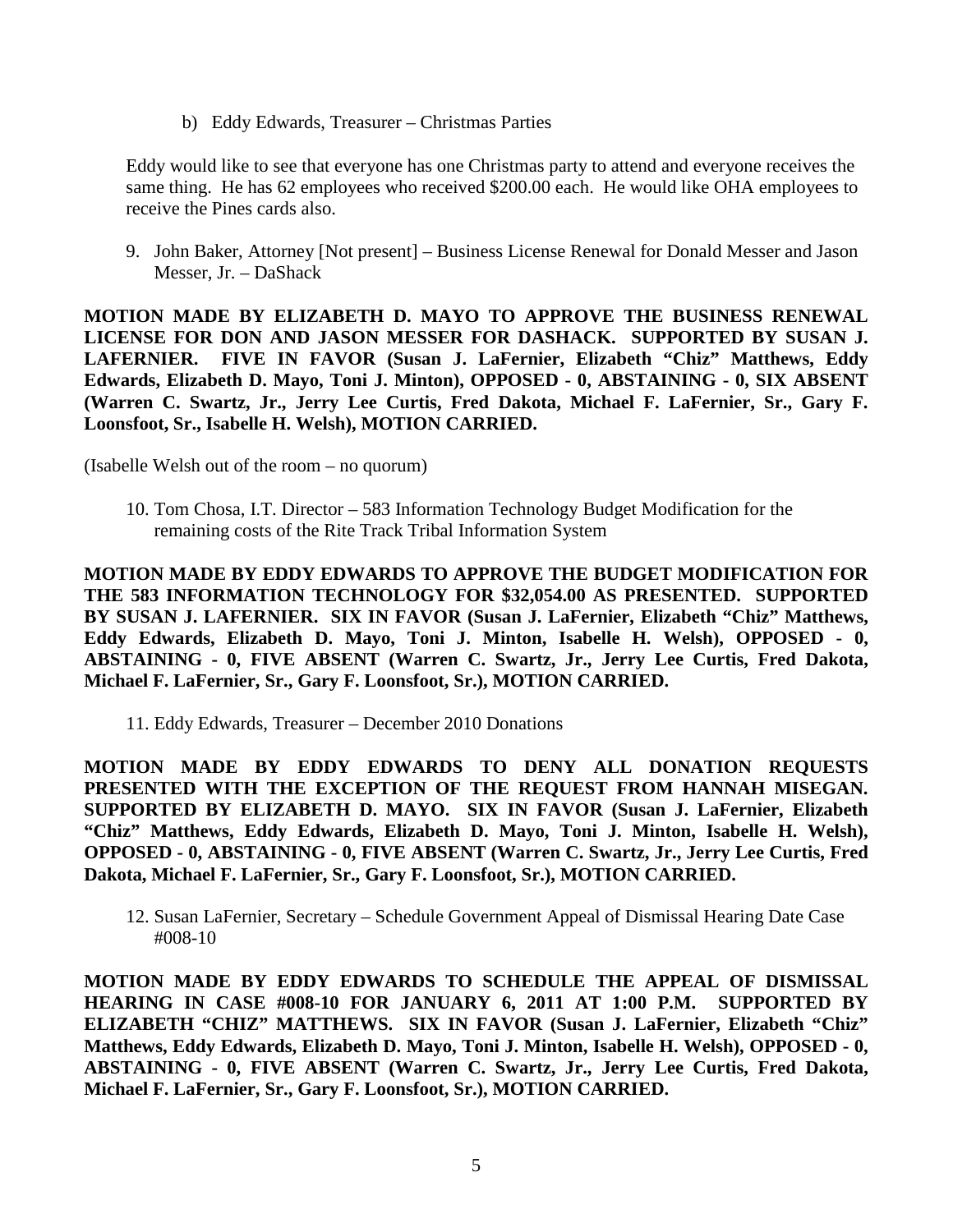b) Eddy Edwards, Treasurer – Christmas Parties

Eddy would like to see that everyone has one Christmas party to attend and everyone receives the same thing. He has 62 employees who received $200.00 each. He would like OHA employees to receive the Pines cards also.

9. John Baker, Attorney [Not present] – Business License Renewal for Donald Messer and Jason Messer, Jr. – DaShack

**MOTION MADE BY ELIZABETH D. MAYO TO APPROVE THE BUSINESS RENEWAL LICENSE FOR DON AND JASON MESSER FOR DASHACK. SUPPORTED BY SUSAN J. LAFERNIER. FIVE IN FAVOR (Susan J. LaFernier, Elizabeth "Chiz" Matthews, Eddy Edwards, Elizabeth D. Mayo, Toni J. Minton), OPPOSED - 0, ABSTAINING - 0, SIX ABSENT (Warren C. Swartz, Jr., Jerry Lee Curtis, Fred Dakota, Michael F. LaFernier, Sr., Gary F. Loonsfoot, Sr., Isabelle H. Welsh), MOTION CARRIED.**

(Isabelle Welsh out of the room – no quorum)

10. Tom Chosa, I.T. Director – 583 Information Technology Budget Modification for the remaining costs of the Rite Track Tribal Information System

**MOTION MADE BY EDDY EDWARDS TO APPROVE THE BUDGET MODIFICATION FOR THE 583 INFORMATION TECHNOLOGY FOR $32,054.00 AS PRESENTED. SUPPORTED BY SUSAN J. LAFERNIER. SIX IN FAVOR (Susan J. LaFernier, Elizabeth "Chiz" Matthews, Eddy Edwards, Elizabeth D. Mayo, Toni J. Minton, Isabelle H. Welsh), OPPOSED - 0, ABSTAINING - 0, FIVE ABSENT (Warren C. Swartz, Jr., Jerry Lee Curtis, Fred Dakota, Michael F. LaFernier, Sr., Gary F. Loonsfoot, Sr.), MOTION CARRIED.**

11. Eddy Edwards, Treasurer – December 2010 Donations

**MOTION MADE BY EDDY EDWARDS TO DENY ALL DONATION REQUESTS PRESENTED WITH THE EXCEPTION OF THE REQUEST FROM HANNAH MISEGAN. SUPPORTED BY ELIZABETH D. MAYO. SIX IN FAVOR (Susan J. LaFernier, Elizabeth "Chiz" Matthews, Eddy Edwards, Elizabeth D. Mayo, Toni J. Minton, Isabelle H. Welsh), OPPOSED - 0, ABSTAINING - 0, FIVE ABSENT (Warren C. Swartz, Jr., Jerry Lee Curtis, Fred Dakota, Michael F. LaFernier, Sr., Gary F. Loonsfoot, Sr.), MOTION CARRIED.**

12. Susan LaFernier, Secretary – Schedule Government Appeal of Dismissal Hearing Date Case #008-10

**MOTION MADE BY EDDY EDWARDS TO SCHEDULE THE APPEAL OF DISMISSAL HEARING IN CASE #008-10 FOR JANUARY 6, 2011 AT 1:00 P.M. SUPPORTED BY ELIZABETH "CHIZ" MATTHEWS. SIX IN FAVOR (Susan J. LaFernier, Elizabeth "Chiz" Matthews, Eddy Edwards, Elizabeth D. Mayo, Toni J. Minton, Isabelle H. Welsh), OPPOSED - 0, ABSTAINING - 0, FIVE ABSENT (Warren C. Swartz, Jr., Jerry Lee Curtis, Fred Dakota, Michael F. LaFernier, Sr., Gary F. Loonsfoot, Sr.), MOTION CARRIED.**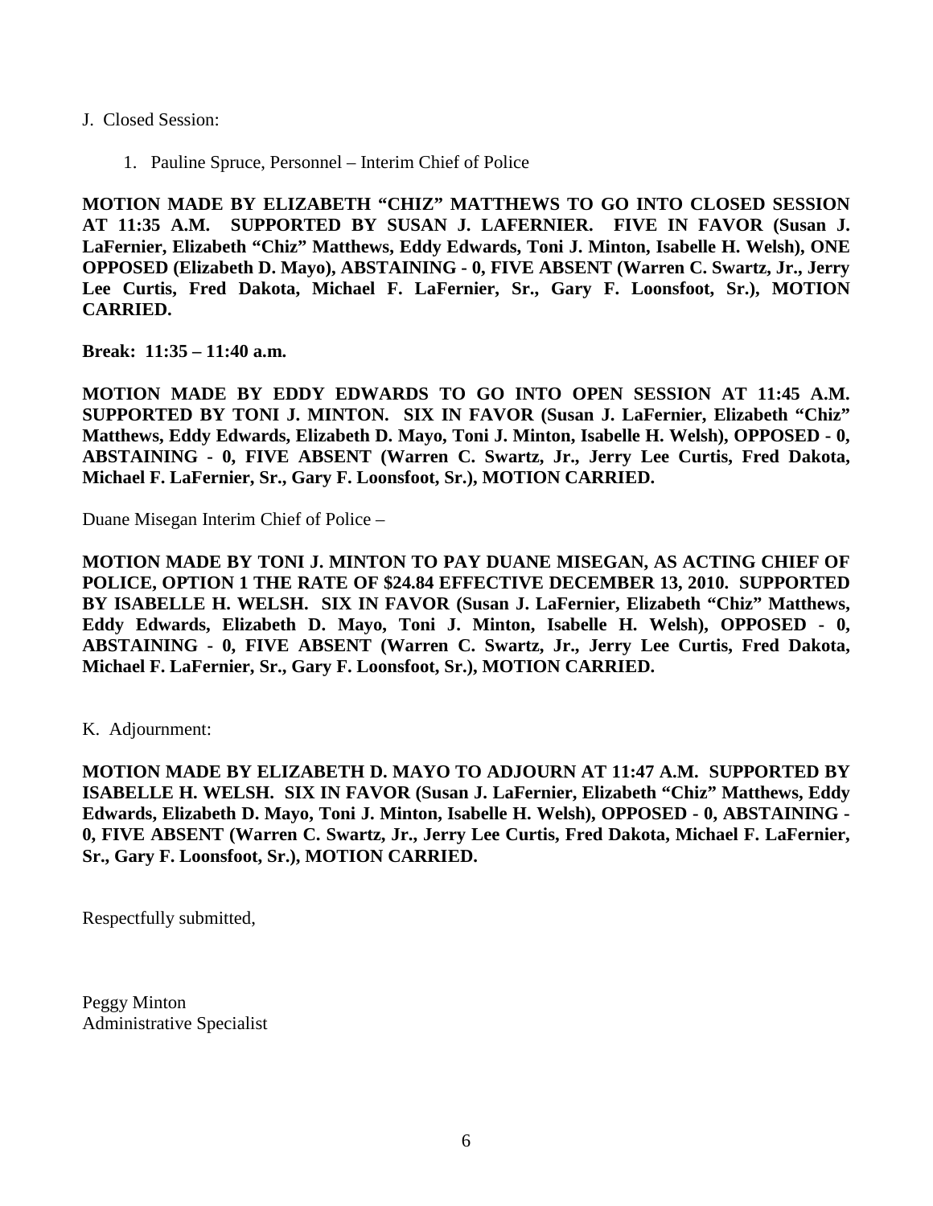J. Closed Session:

1. Pauline Spruce, Personnel – Interim Chief of Police

**MOTION MADE BY ELIZABETH "CHIZ" MATTHEWS TO GO INTO CLOSED SESSION AT 11:35 A.M. SUPPORTED BY SUSAN J. LAFERNIER. FIVE IN FAVOR (Susan J. LaFernier, Elizabeth "Chiz" Matthews, Eddy Edwards, Toni J. Minton, Isabelle H. Welsh), ONE OPPOSED (Elizabeth D. Mayo), ABSTAINING - 0, FIVE ABSENT (Warren C. Swartz, Jr., Jerry Lee Curtis, Fred Dakota, Michael F. LaFernier, Sr., Gary F. Loonsfoot, Sr.), MOTION CARRIED.**

**Break: 11:35 – 11:40 a.m.**

**MOTION MADE BY EDDY EDWARDS TO GO INTO OPEN SESSION AT 11:45 A.M. SUPPORTED BY TONI J. MINTON. SIX IN FAVOR (Susan J. LaFernier, Elizabeth "Chiz" Matthews, Eddy Edwards, Elizabeth D. Mayo, Toni J. Minton, Isabelle H. Welsh), OPPOSED - 0, ABSTAINING - 0, FIVE ABSENT (Warren C. Swartz, Jr., Jerry Lee Curtis, Fred Dakota, Michael F. LaFernier, Sr., Gary F. Loonsfoot, Sr.), MOTION CARRIED.**

Duane Misegan Interim Chief of Police –

**MOTION MADE BY TONI J. MINTON TO PAY DUANE MISEGAN, AS ACTING CHIEF OF POLICE, OPTION 1 THE RATE OF $24.84 EFFECTIVE DECEMBER 13, 2010. SUPPORTED BY ISABELLE H. WELSH. SIX IN FAVOR (Susan J. LaFernier, Elizabeth "Chiz" Matthews, Eddy Edwards, Elizabeth D. Mayo, Toni J. Minton, Isabelle H. Welsh), OPPOSED - 0, ABSTAINING - 0, FIVE ABSENT (Warren C. Swartz, Jr., Jerry Lee Curtis, Fred Dakota, Michael F. LaFernier, Sr., Gary F. Loonsfoot, Sr.), MOTION CARRIED.**

K. Adjournment:

**MOTION MADE BY ELIZABETH D. MAYO TO ADJOURN AT 11:47 A.M. SUPPORTED BY ISABELLE H. WELSH. SIX IN FAVOR (Susan J. LaFernier, Elizabeth "Chiz" Matthews, Eddy Edwards, Elizabeth D. Mayo, Toni J. Minton, Isabelle H. Welsh), OPPOSED - 0, ABSTAINING - 0, FIVE ABSENT (Warren C. Swartz, Jr., Jerry Lee Curtis, Fred Dakota, Michael F. LaFernier, Sr., Gary F. Loonsfoot, Sr.), MOTION CARRIED.**

Respectfully submitted,

Peggy Minton
Administrative Specialist